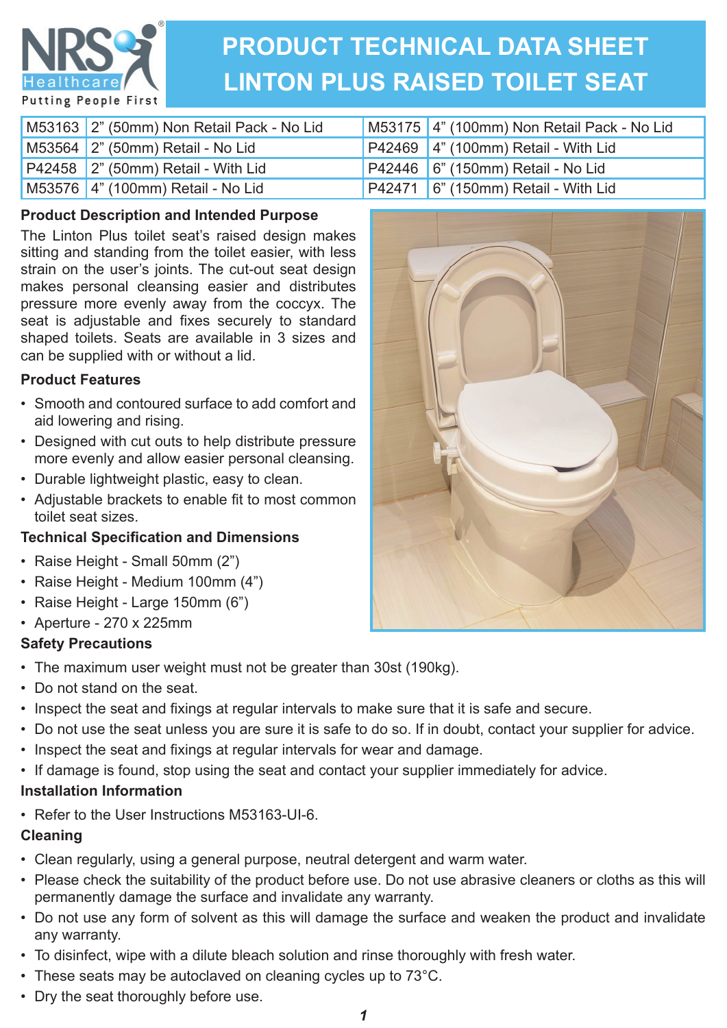# PRODUCT TECHNICAL DATA SHEET LINTON PLUS RAISED TOILET SEAT

| | | | |
|---|---|---|---|
| M53163 | 2" (50mm) Non Retail Pack - No Lid | M53175 | 4" (100mm) Non Retail Pack - No Lid |
| M53564 | 2" (50mm) Retail - No Lid | P42469 | 4" (100mm) Retail - With Lid |
| P42458 | 2" (50mm) Retail - With Lid | P42446 | 6" (150mm) Retail - No Lid |
| M53576 | 4" (100mm) Retail - No Lid | P42471 | 6" (150mm) Retail - With Lid |

## Product Description and Intended Purpose

The Linton Plus toilet seat's raised design makes sitting and standing from the toilet easier, with less strain on the user's joints. The cut-out seat design makes personal cleansing easier and distributes pressure more evenly away from the coccyx. The seat is adjustable and fixes securely to standard shaped toilets. Seats are available in 3 sizes and can be supplied with or without a lid.

## Product Features

- Smooth and contoured surface to add comfort and aid lowering and rising.
- Designed with cut outs to help distribute pressure more evenly and allow easier personal cleansing.
- Durable lightweight plastic, easy to clean.
- Adjustable brackets to enable fit to most common toilet seat sizes.

## Technical Specification and Dimensions

- Raise Height - Small 50mm (2")
- Raise Height - Medium 100mm (4")
- Raise Height - Large 150mm (6")
- Aperture - 270 x 225mm

## Safety Precautions

- The maximum user weight must not be greater than 30st (190kg).
- Do not stand on the seat.
- Inspect the seat and fixings at regular intervals to make sure that it is safe and secure.
- Do not use the seat unless you are sure it is safe to do so. If in doubt, contact your supplier for advice.
- Inspect the seat and fixings at regular intervals for wear and damage.
- If damage is found, stop using the seat and contact your supplier immediately for advice.

## Installation Information

- Refer to the User Instructions M53163-UI-6.

## Cleaning

- Clean regularly, using a general purpose, neutral detergent and warm water.
- Please check the suitability of the product before use. Do not use abrasive cleaners or cloths as this will permanently damage the surface and invalidate any warranty.
- Do not use any form of solvent as this will damage the surface and weaken the product and invalidate any warranty.
- To disinfect, wipe with a dilute bleach solution and rinse thoroughly with fresh water.
- These seats may be autoclaved on cleaning cycles up to 73°C.
- Dry the seat thoroughly before use.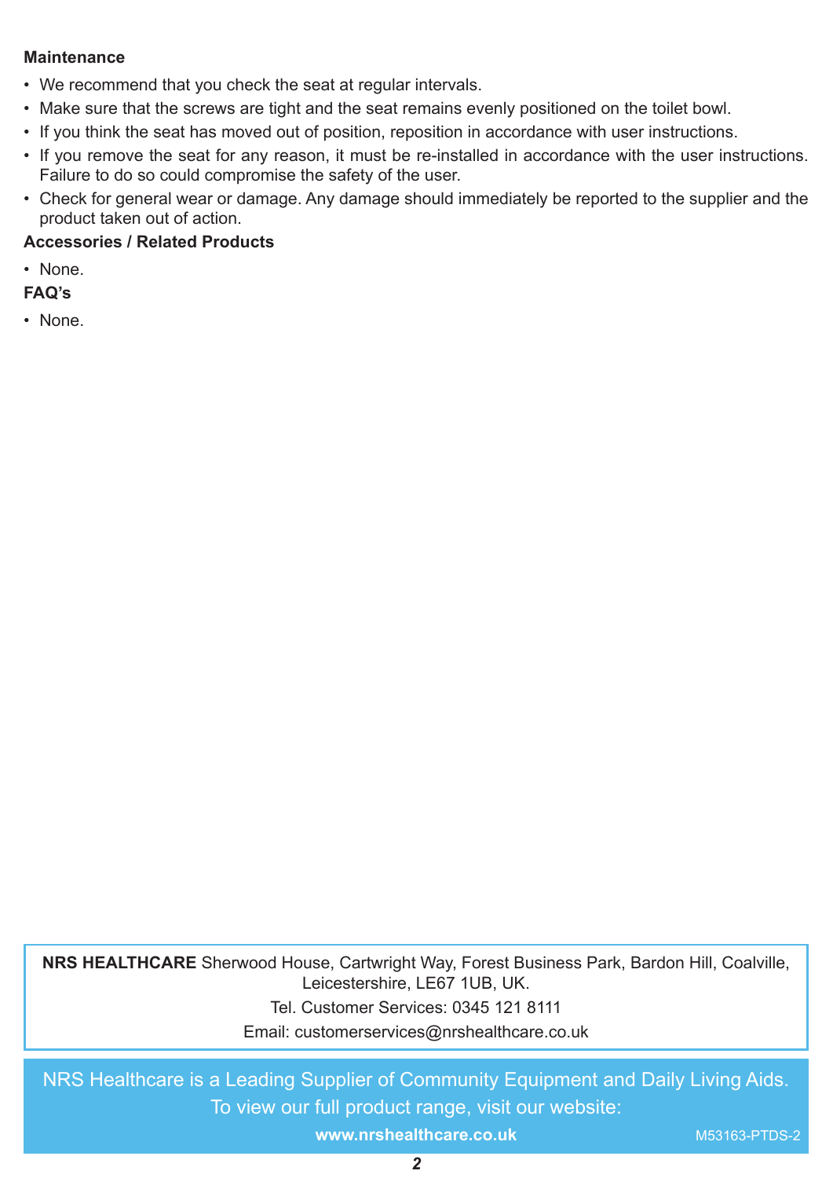**Maintenance**

- We recommend that you check the seat at regular intervals.
- Make sure that the screws are tight and the seat remains evenly positioned on the toilet bowl.
- If you think the seat has moved out of position, reposition in accordance with user instructions.
- If you remove the seat for any reason, it must be re-installed in accordance with the user instructions. Failure to do so could compromise the safety of the user.
- Check for general wear or damage. Any damage should immediately be reported to the supplier and the product taken out of action.

**Accessories / Related Products**

- None.

**FAQ's**

- None.

**NRS HEALTHCARE** Sherwood House, Cartwright Way, Forest Business Park, Bardon Hill, Coalville, Leicestershire, LE67 1UB, UK.

Tel. Customer Services: 0345 121 8111

Email: customerservices@nrshealthcare.co.uk

NRS Healthcare is a Leading Supplier of Community Equipment and Daily Living Aids.
To view our full product range, visit our website:

**www.nrshealthcare.co.uk**

M53163-PTDS-2